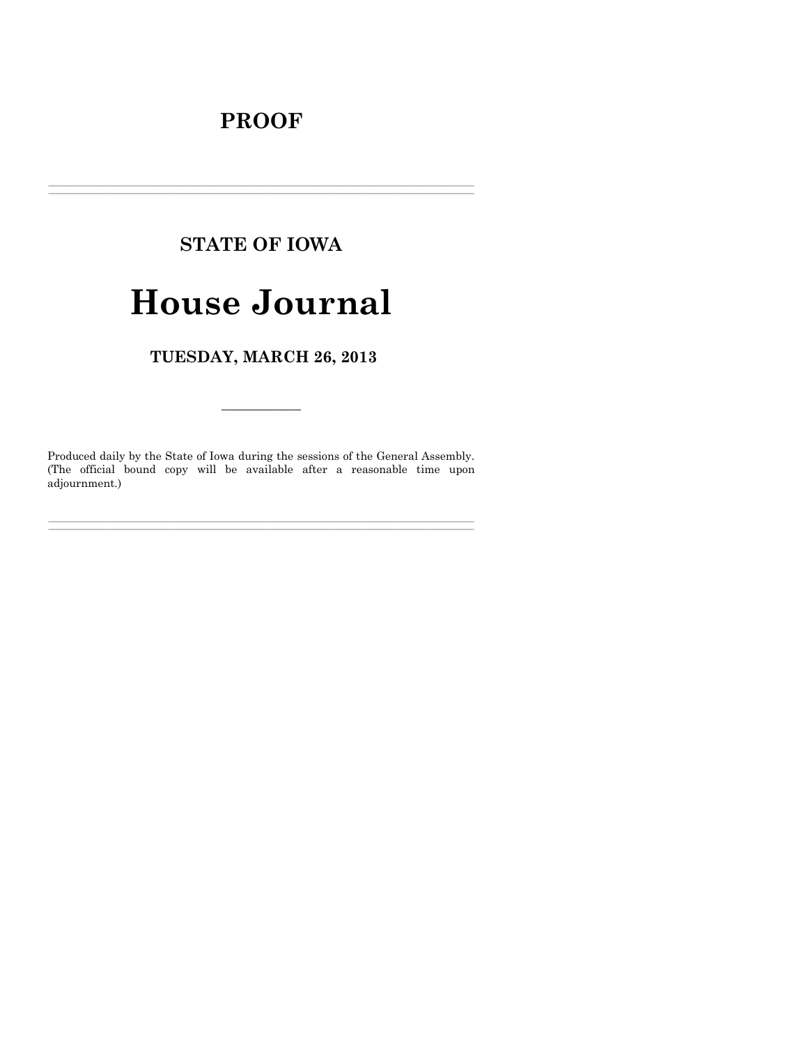# PROOF

---

## STATE OF IOWA

# House Journal

## TUESDAY, MARCH 26, 2013

---

Produced daily by the State of Iowa during the sessions of the General Assembly. (The official bound copy will be available after a reasonable time upon adjournment.)

---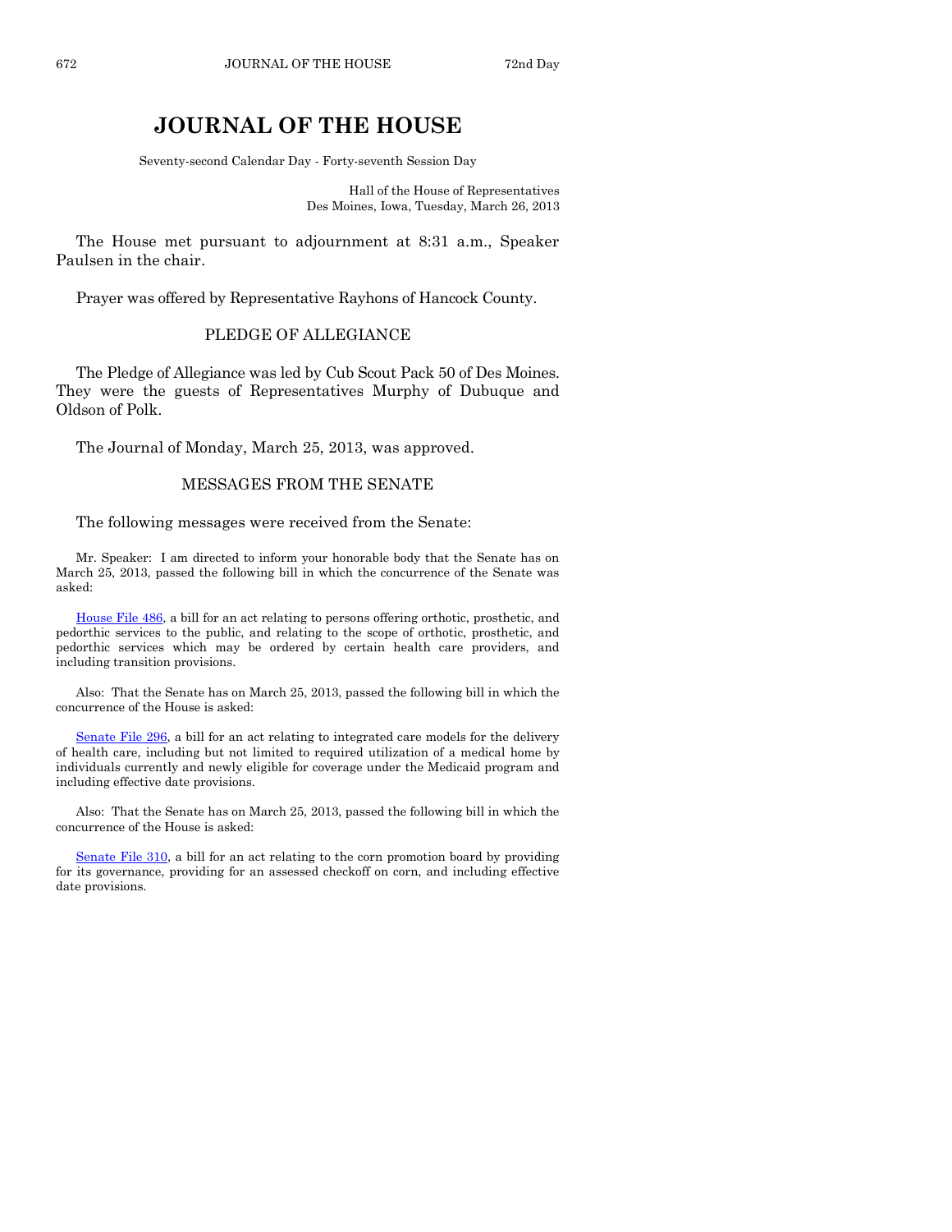# JOURNAL OF THE HOUSE

Seventy-second Calendar Day - Forty-seventh Session Day

Hall of the House of Representatives
Des Moines, Iowa, Tuesday, March 26, 2013

The House met pursuant to adjournment at 8:31 a.m., Speaker Paulsen in the chair.

Prayer was offered by Representative Rayhons of Hancock County.

## PLEDGE OF ALLEGIANCE

The Pledge of Allegiance was led by Cub Scout Pack 50 of Des Moines. They were the guests of Representatives Murphy of Dubuque and Oldson of Polk.

The Journal of Monday, March 25, 2013, was approved.

## MESSAGES FROM THE SENATE

The following messages were received from the Senate:

Mr. Speaker: I am directed to inform your honorable body that the Senate has on March 25, 2013, passed the following bill in which the concurrence of the Senate was asked:

House File 486, a bill for an act relating to persons offering orthotic, prosthetic, and pedorthic services to the public, and relating to the scope of orthotic, prosthetic, and pedorthic services which may be ordered by certain health care providers, and including transition provisions.

Also: That the Senate has on March 25, 2013, passed the following bill in which the concurrence of the House is asked:

Senate File 296, a bill for an act relating to integrated care models for the delivery of health care, including but not limited to required utilization of a medical home by individuals currently and newly eligible for coverage under the Medicaid program and including effective date provisions.

Also: That the Senate has on March 25, 2013, passed the following bill in which the concurrence of the House is asked:

Senate File 310, a bill for an act relating to the corn promotion board by providing for its governance, providing for an assessed checkoff on corn, and including effective date provisions.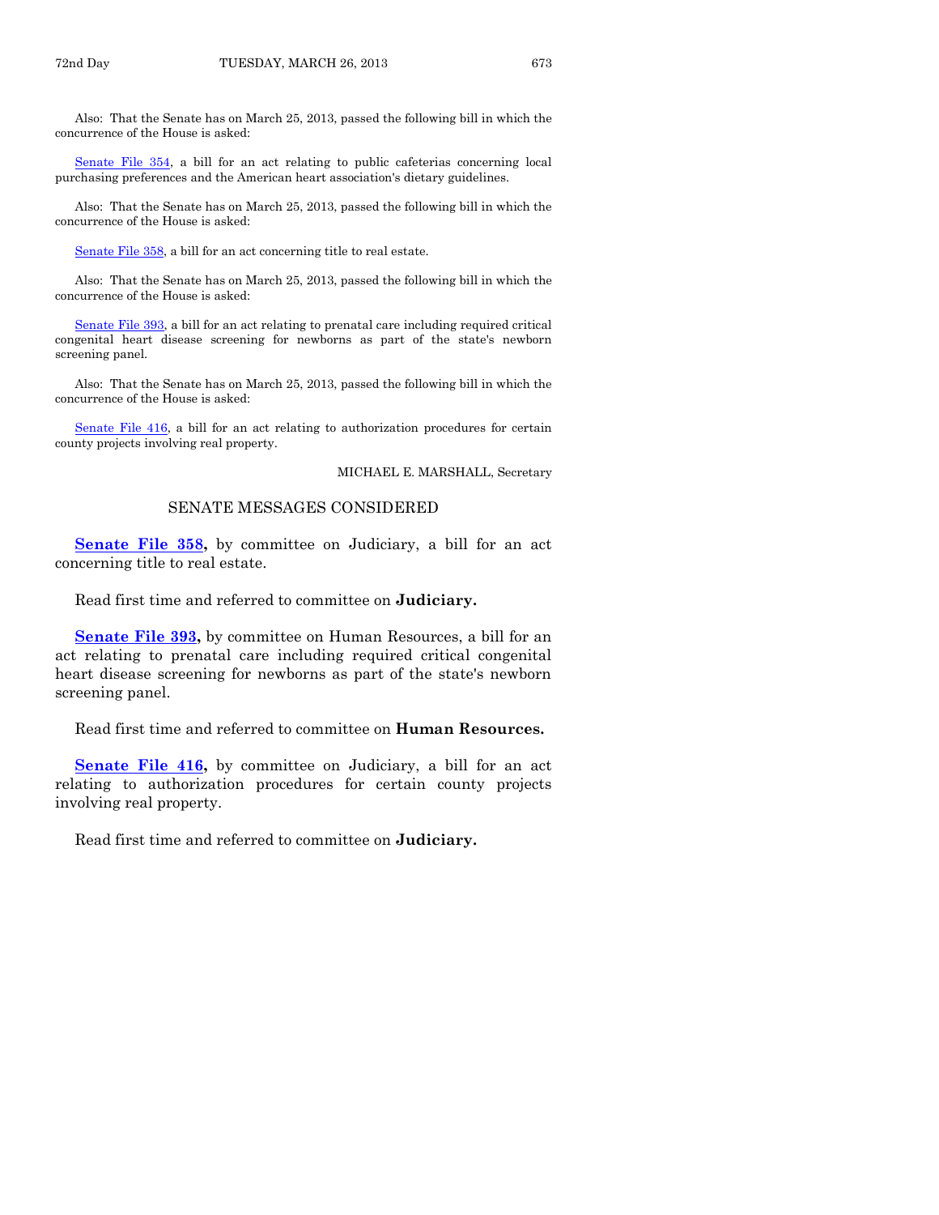Also: That the Senate has on March 25, 2013, passed the following bill in which the concurrence of the House is asked:

Senate File 354, a bill for an act relating to public cafeterias concerning local purchasing preferences and the American heart association's dietary guidelines.

Also: That the Senate has on March 25, 2013, passed the following bill in which the concurrence of the House is asked:

Senate File 358, a bill for an act concerning title to real estate.

Also: That the Senate has on March 25, 2013, passed the following bill in which the concurrence of the House is asked:

Senate File 393, a bill for an act relating to prenatal care including required critical congenital heart disease screening for newborns as part of the state's newborn screening panel.

Also: That the Senate has on March 25, 2013, passed the following bill in which the concurrence of the House is asked:

Senate File 416, a bill for an act relating to authorization procedures for certain county projects involving real property.

MICHAEL E. MARSHALL, Secretary

## SENATE MESSAGES CONSIDERED

**Senate File 358,** by committee on Judiciary, a bill for an act concerning title to real estate.

Read first time and referred to committee on **Judiciary.**

**Senate File 393,** by committee on Human Resources, a bill for an act relating to prenatal care including required critical congenital heart disease screening for newborns as part of the state's newborn screening panel.

Read first time and referred to committee on **Human Resources.**

**Senate File 416,** by committee on Judiciary, a bill for an act relating to authorization procedures for certain county projects involving real property.

Read first time and referred to committee on **Judiciary.**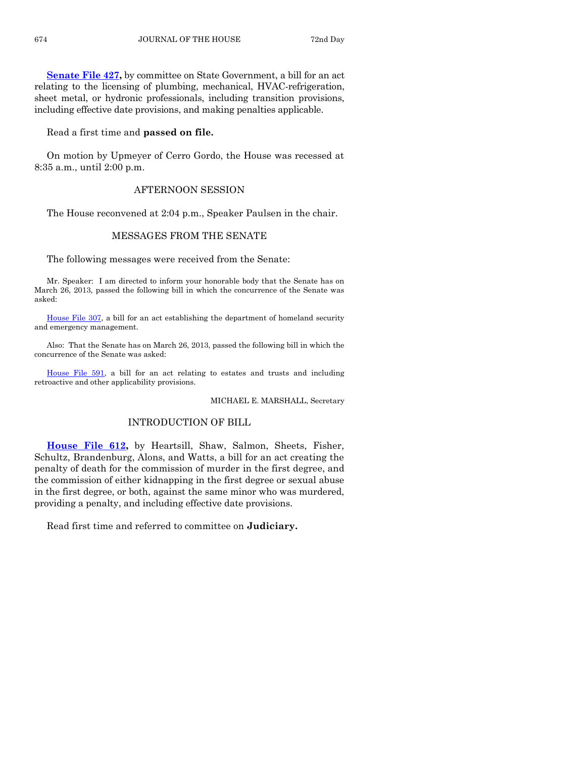**Senate File 427,** by committee on State Government, a bill for an act relating to the licensing of plumbing, mechanical, HVAC-refrigeration, sheet metal, or hydronic professionals, including transition provisions, including effective date provisions, and making penalties applicable.

Read a first time and **passed on file.**

On motion by Upmeyer of Cerro Gordo, the House was recessed at 8:35 a.m., until 2:00 p.m.

## AFTERNOON SESSION

The House reconvened at 2:04 p.m., Speaker Paulsen in the chair.

## MESSAGES FROM THE SENATE

The following messages were received from the Senate:

Mr. Speaker: I am directed to inform your honorable body that the Senate has on March 26, 2013, passed the following bill in which the concurrence of the Senate was asked:

House File 307, a bill for an act establishing the department of homeland security and emergency management.

Also: That the Senate has on March 26, 2013, passed the following bill in which the concurrence of the Senate was asked:

House File 591, a bill for an act relating to estates and trusts and including retroactive and other applicability provisions.

MICHAEL E. MARSHALL, Secretary

## INTRODUCTION OF BILL

**House File 612,** by Heartsill, Shaw, Salmon, Sheets, Fisher, Schultz, Brandenburg, Alons, and Watts, a bill for an act creating the penalty of death for the commission of murder in the first degree, and the commission of either kidnapping in the first degree or sexual abuse in the first degree, or both, against the same minor who was murdered, providing a penalty, and including effective date provisions.

Read first time and referred to committee on **Judiciary.**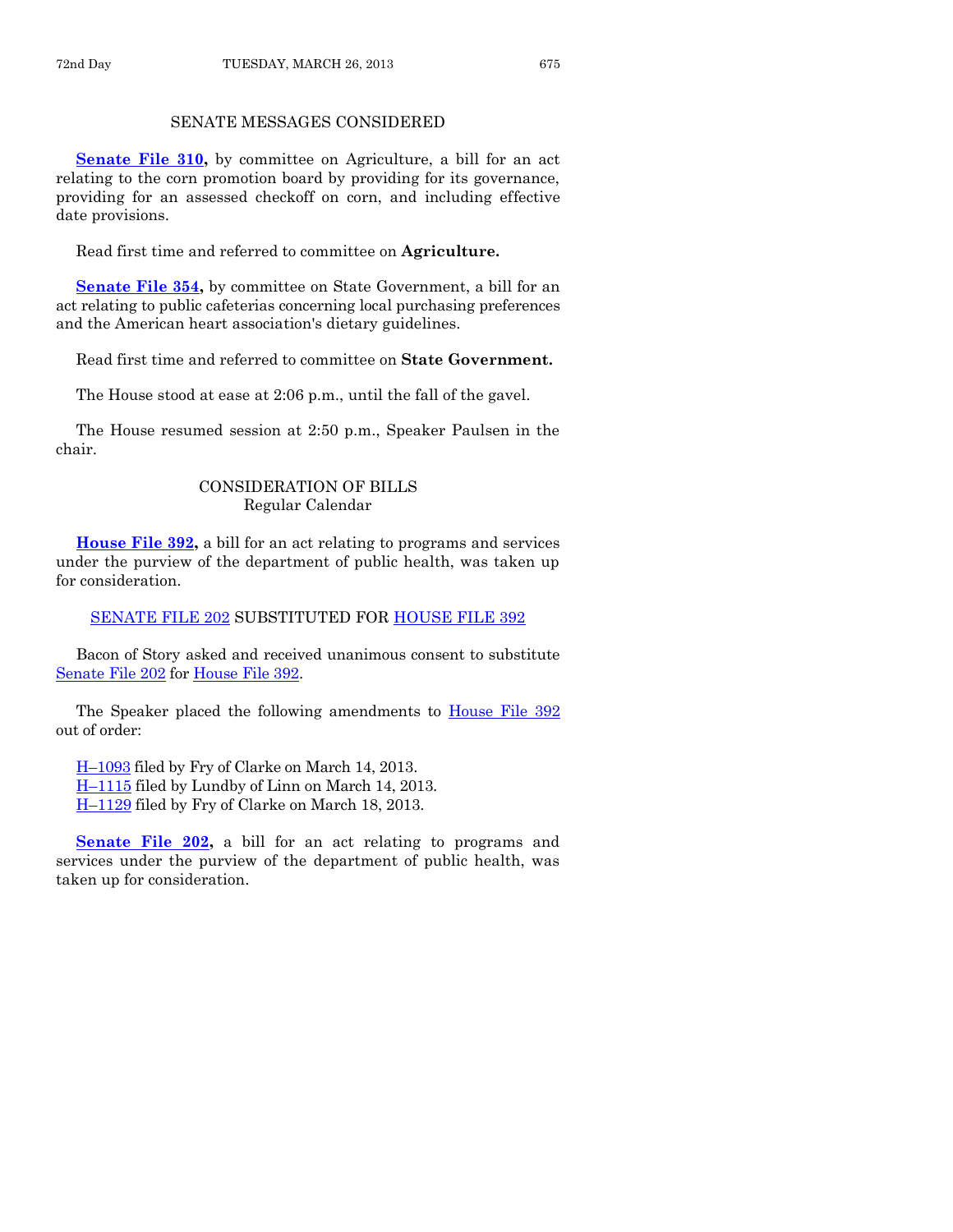## SENATE MESSAGES CONSIDERED

**Senate File 310,** by committee on Agriculture, a bill for an act relating to the corn promotion board by providing for its governance, providing for an assessed checkoff on corn, and including effective date provisions.

Read first time and referred to committee on **Agriculture.**

**Senate File 354,** by committee on State Government, a bill for an act relating to public cafeterias concerning local purchasing preferences and the American heart association's dietary guidelines.

Read first time and referred to committee on **State Government.**

The House stood at ease at 2:06 p.m., until the fall of the gavel.

The House resumed session at 2:50 p.m., Speaker Paulsen in the chair.

## CONSIDERATION OF BILLS
### Regular Calendar

**House File 392,** a bill for an act relating to programs and services under the purview of the department of public health, was taken up for consideration.

SENATE FILE 202 SUBSTITUTED FOR HOUSE FILE 392

Bacon of Story asked and received unanimous consent to substitute Senate File 202 for House File 392.

The Speaker placed the following amendments to House File 392 out of order:

H–1093 filed by Fry of Clarke on March 14, 2013.
H–1115 filed by Lundby of Linn on March 14, 2013.
H–1129 filed by Fry of Clarke on March 18, 2013.

**Senate File 202,** a bill for an act relating to programs and services under the purview of the department of public health, was taken up for consideration.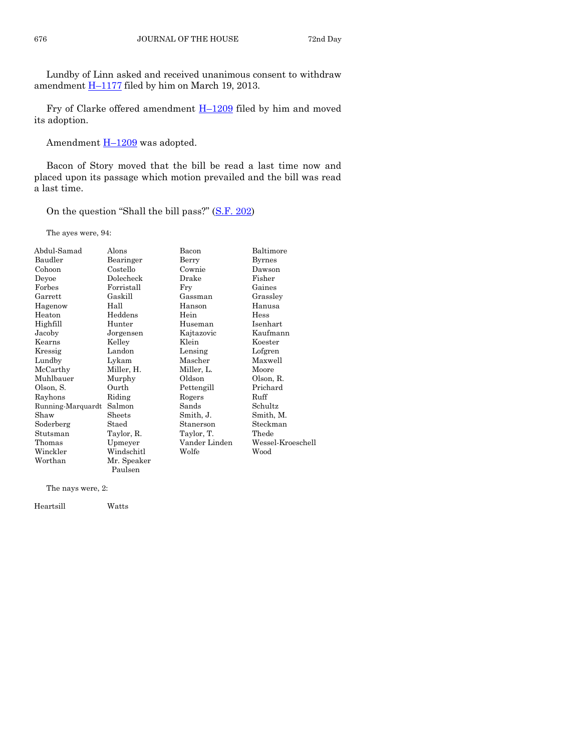Lundby of Linn asked and received unanimous consent to withdraw amendment H–1177 filed by him on March 19, 2013.

Fry of Clarke offered amendment H–1209 filed by him and moved its adoption.

Amendment H–1209 was adopted.

Bacon of Story moved that the bill be read a last time now and placed upon its passage which motion prevailed and the bill was read a last time.

On the question "Shall the bill pass?" (S.F. 202)

The ayes were, 94:

| | | | |
|---|---|---|---|
| Abdul-Samad | Alons | Bacon | Baltimore |
| Baudler | Bearinger | Berry | Byrnes |
| Cohoon | Costello | Cownie | Dawson |
| Deyoe | Dolecheck | Drake | Fisher |
| Forbes | Forristall | Fry | Gaines |
| Garrett | Gaskill | Gassman | Grassley |
| Hagenow | Hall | Hanson | Hanusa |
| Heaton | Heddens | Hein | Hess |
| Highfill | Hunter | Huseman | Isenhart |
| Jacoby | Jorgensen | Kajtazovic | Kaufmann |
| Kearns | Kelley | Klein | Koester |
| Kressig | Landon | Lensing | Lofgren |
| Lundby | Lykam | Mascher | Maxwell |
| McCarthy | Miller, H. | Miller, L. | Moore |
| Muhlbauer | Murphy | Oldson | Olson, R. |
| Olson, S. | Ourth | Pettengill | Prichard |
| Rayhons | Riding | Rogers | Ruff |
| Running-Marquardt | Salmon | Sands | Schultz |
| Shaw | Sheets | Smith, J. | Smith, M. |
| Soderberg | Staed | Stanerson | Steckman |
| Stutsman | Taylor, R. | Taylor, T. | Thede |
| Thomas | Upmeyer | Vander Linden | Wessel-Kroeschell |
| Winckler | Windschitl | Wolfe | Wood |
| Worthan | Mr. Speaker Paulsen | | |

The nays were, 2:

| | |
|---|---|
| Heartsill | Watts |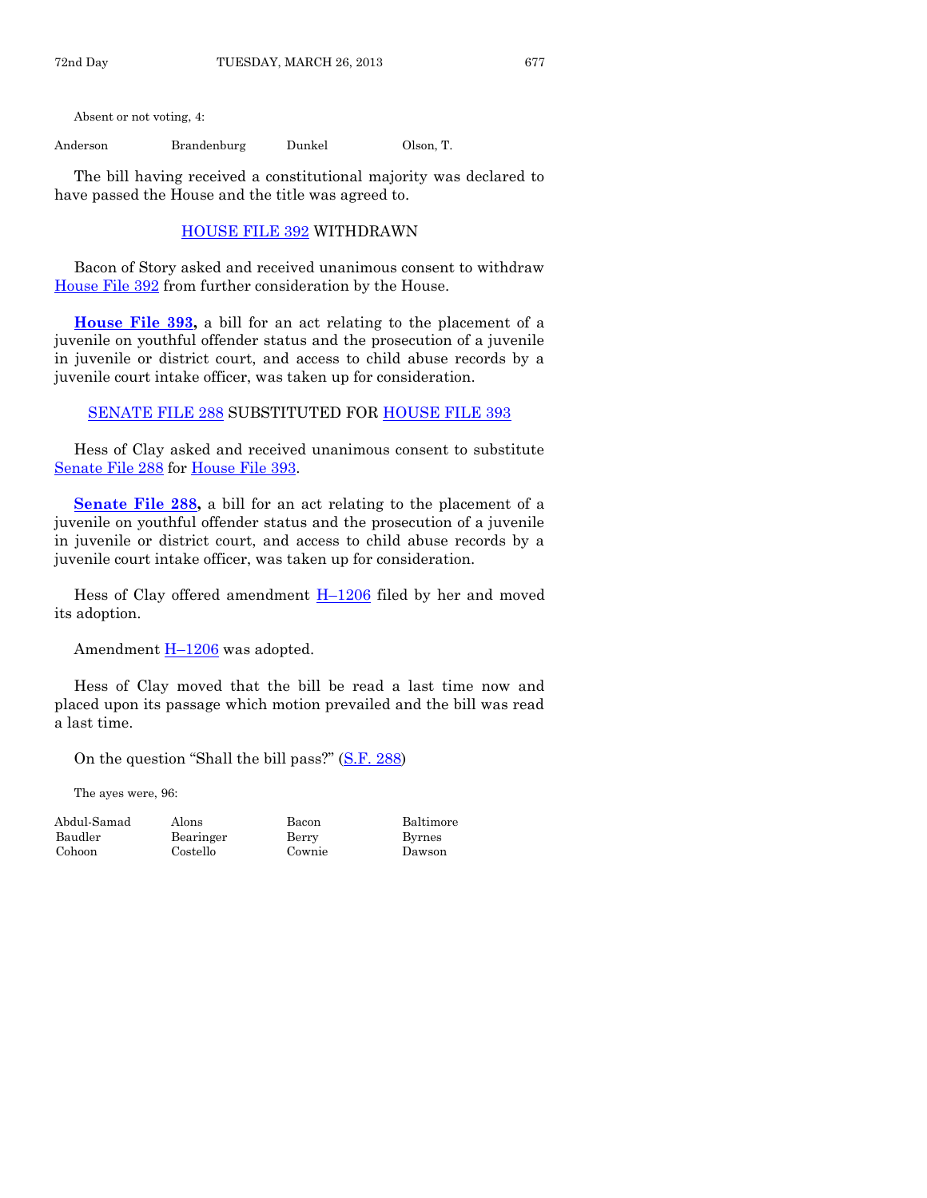Absent or not voting, 4:

| | | | |
|---|---|---|---|
| Anderson | Brandenburg | Dunkel | Olson, T. |

The bill having received a constitutional majority was declared to have passed the House and the title was agreed to.

## HOUSE FILE 392 WITHDRAWN

Bacon of Story asked and received unanimous consent to withdraw House File 392 from further consideration by the House.

**House File 393,** a bill for an act relating to the placement of a juvenile on youthful offender status and the prosecution of a juvenile in juvenile or district court, and access to child abuse records by a juvenile court intake officer, was taken up for consideration.

## SENATE FILE 288 SUBSTITUTED FOR HOUSE FILE 393

Hess of Clay asked and received unanimous consent to substitute Senate File 288 for House File 393.

**Senate File 288,** a bill for an act relating to the placement of a juvenile on youthful offender status and the prosecution of a juvenile in juvenile or district court, and access to child abuse records by a juvenile court intake officer, was taken up for consideration.

Hess of Clay offered amendment H–1206 filed by her and moved its adoption.

Amendment H–1206 was adopted.

Hess of Clay moved that the bill be read a last time now and placed upon its passage which motion prevailed and the bill was read a last time.

On the question "Shall the bill pass?" (S.F. 288)

The ayes were, 96:

| | | | |
|---|---|---|---|
| Abdul-Samad | Alons | Bacon | Baltimore |
| Baudler | Bearinger | Berry | Byrnes |
| Cohoon | Costello | Cownie | Dawson |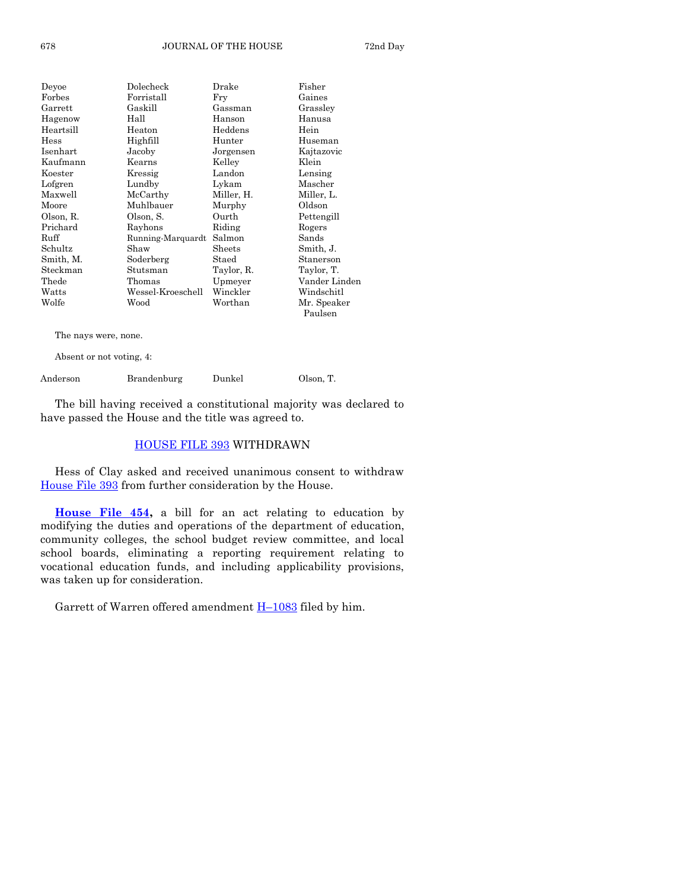| | | | |
|---|---|---|---|
| Deyoe | Dolecheck | Drake | Fisher |
| Forbes | Forristall | Fry | Gaines |
| Garrett | Gaskill | Gassman | Grassley |
| Hagenow | Hall | Hanson | Hanusa |
| Heartsill | Heaton | Heddens | Hein |
| Hess | Highfill | Hunter | Huseman |
| Isenhart | Jacoby | Jorgensen | Kajtazovic |
| Kaufmann | Kearns | Kelley | Klein |
| Koester | Kressig | Landon | Lensing |
| Lofgren | Lundby | Lykam | Mascher |
| Maxwell | McCarthy | Miller, H. | Miller, L. |
| Moore | Muhlbauer | Murphy | Oldson |
| Olson, R. | Olson, S. | Ourth | Pettengill |
| Prichard | Rayhons | Riding | Rogers |
| Ruff | Running-Marquardt | Salmon | Sands |
| Schultz | Shaw | Sheets | Smith, J. |
| Smith, M. | Soderberg | Staed | Stanerson |
| Steckman | Stutsman | Taylor, R. | Taylor, T. |
| Thede | Thomas | Upmeyer | Vander Linden |
| Watts | Wessel-Kroeschell | Winckler | Windschitl |
| Wolfe | Wood | Worthan | Mr. Speaker Paulsen |

The nays were, none.

Absent or not voting, 4:

| | | | |
|---|---|---|---|
| Anderson | Brandenburg | Dunkel | Olson, T. |

The bill having received a constitutional majority was declared to have passed the House and the title was agreed to.

## HOUSE FILE 393 WITHDRAWN

Hess of Clay asked and received unanimous consent to withdraw House File 393 from further consideration by the House.

**House File 454,** a bill for an act relating to education by modifying the duties and operations of the department of education, community colleges, the school budget review committee, and local school boards, eliminating a reporting requirement relating to vocational education funds, and including applicability provisions, was taken up for consideration.

Garrett of Warren offered amendment H–1083 filed by him.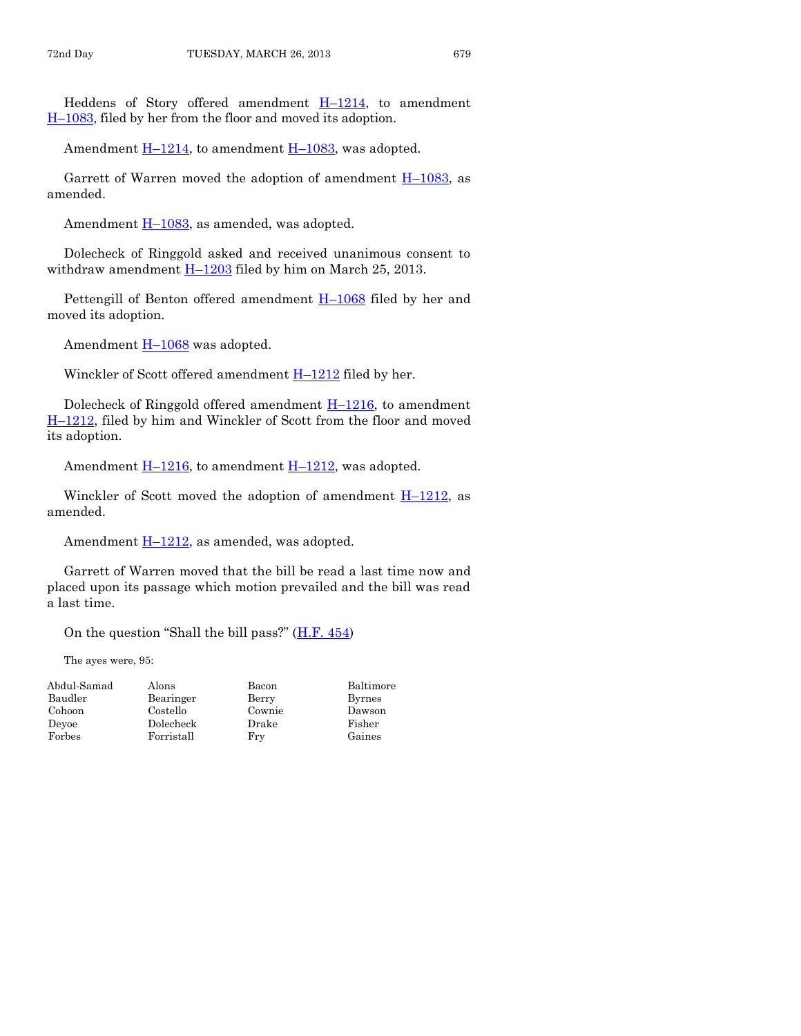Heddens of Story offered amendment H–1214, to amendment H–1083, filed by her from the floor and moved its adoption.

Amendment H–1214, to amendment H–1083, was adopted.

Garrett of Warren moved the adoption of amendment H–1083, as amended.

Amendment H–1083, as amended, was adopted.

Dolecheck of Ringgold asked and received unanimous consent to withdraw amendment H–1203 filed by him on March 25, 2013.

Pettengill of Benton offered amendment H–1068 filed by her and moved its adoption.

Amendment H–1068 was adopted.

Winckler of Scott offered amendment H–1212 filed by her.

Dolecheck of Ringgold offered amendment H–1216, to amendment H–1212, filed by him and Winckler of Scott from the floor and moved its adoption.

Amendment H–1216, to amendment H–1212, was adopted.

Winckler of Scott moved the adoption of amendment H–1212, as amended.

Amendment H–1212, as amended, was adopted.

Garrett of Warren moved that the bill be read a last time now and placed upon its passage which motion prevailed and the bill was read a last time.

On the question "Shall the bill pass?" (H.F. 454)

The ayes were, 95:

| | | | |
|---|---|---|---|
| Abdul-Samad | Alons | Bacon | Baltimore |
| Baudler | Bearinger | Berry | Byrnes |
| Cohoon | Costello | Cownie | Dawson |
| Deyoe | Dolecheck | Drake | Fisher |
| Forbes | Forristall | Fry | Gaines |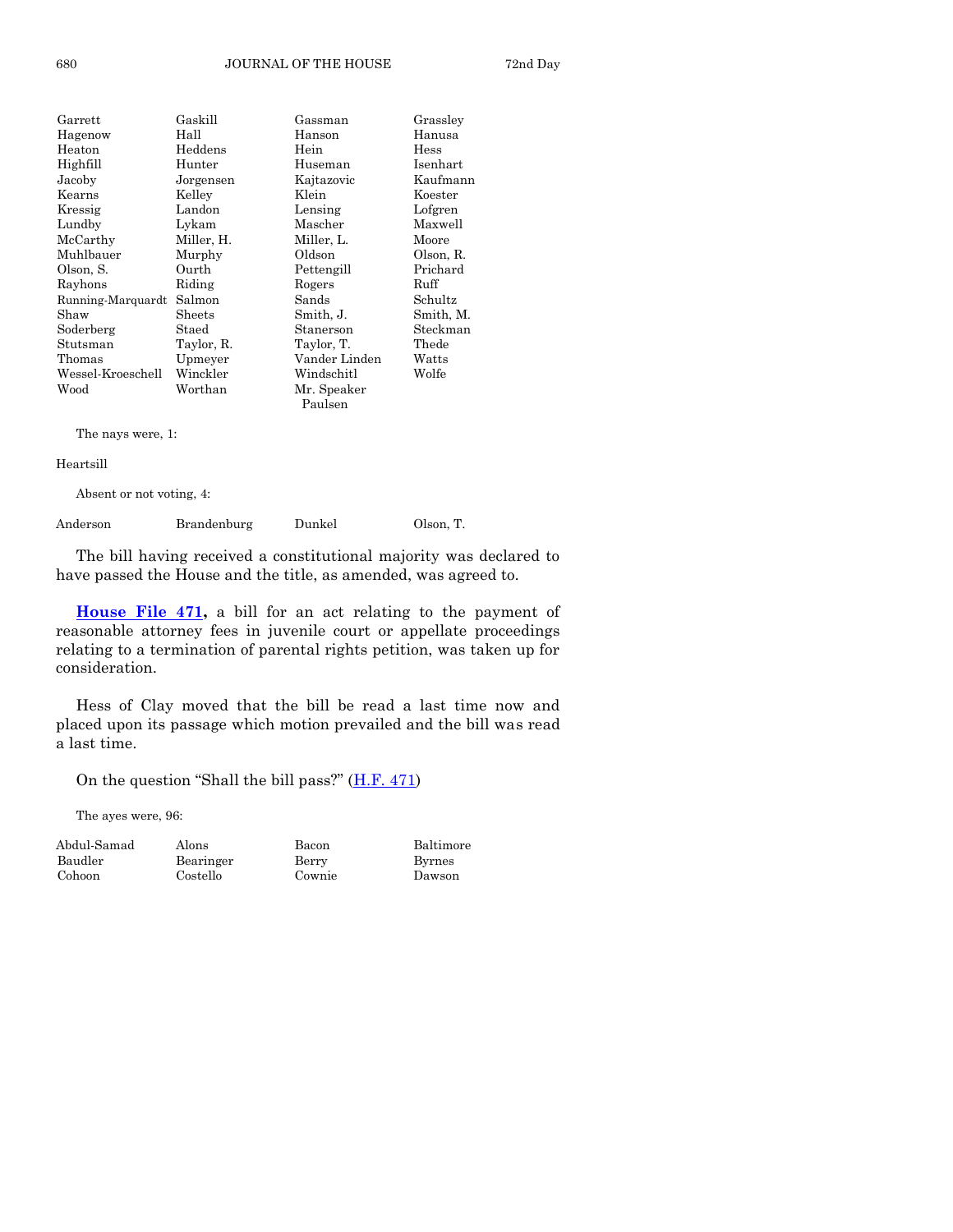| | | | |
|---|---|---|---|
| Garrett | Gaskill | Gassman | Grassley |
| Hagenow | Hall | Hanson | Hanusa |
| Heaton | Heddens | Hein | Hess |
| Highfill | Hunter | Huseman | Isenhart |
| Jacoby | Jorgensen | Kajtazovic | Kaufmann |
| Kearns | Kelley | Klein | Koester |
| Kressig | Landon | Lensing | Lofgren |
| Lundby | Lykam | Mascher | Maxwell |
| McCarthy | Miller, H. | Miller, L. | Moore |
| Muhlbauer | Murphy | Oldson | Olson, R. |
| Olson, S. | Ourth | Pettengill | Prichard |
| Rayhons | Riding | Rogers | Ruff |
| Running-Marquardt | Salmon | Sands | Schultz |
| Shaw | Sheets | Smith, J. | Smith, M. |
| Soderberg | Staed | Stanerson | Steckman |
| Stutsman | Taylor, R. | Taylor, T. | Thede |
| Thomas | Upmeyer | Vander Linden | Watts |
| Wessel-Kroeschell | Winckler | Windschitl | Wolfe |
| Wood | Worthan | Mr. Speaker Paulsen | |

The nays were, 1:

Heartsill

Absent or not voting, 4:

| | | | |
|---|---|---|---|
| Anderson | Brandenburg | Dunkel | Olson, T. |

The bill having received a constitutional majority was declared to have passed the House and the title, as amended, was agreed to.

**House File 471,** a bill for an act relating to the payment of reasonable attorney fees in juvenile court or appellate proceedings relating to a termination of parental rights petition, was taken up for consideration.

Hess of Clay moved that the bill be read a last time now and placed upon its passage which motion prevailed and the bill was read a last time.

On the question "Shall the bill pass?" (H.F. 471)

The ayes were, 96:

| | | | |
|---|---|---|---|
| Abdul-Samad | Alons | Bacon | Baltimore |
| Baudler | Bearinger | Berry | Byrnes |
| Cohoon | Costello | Cownie | Dawson |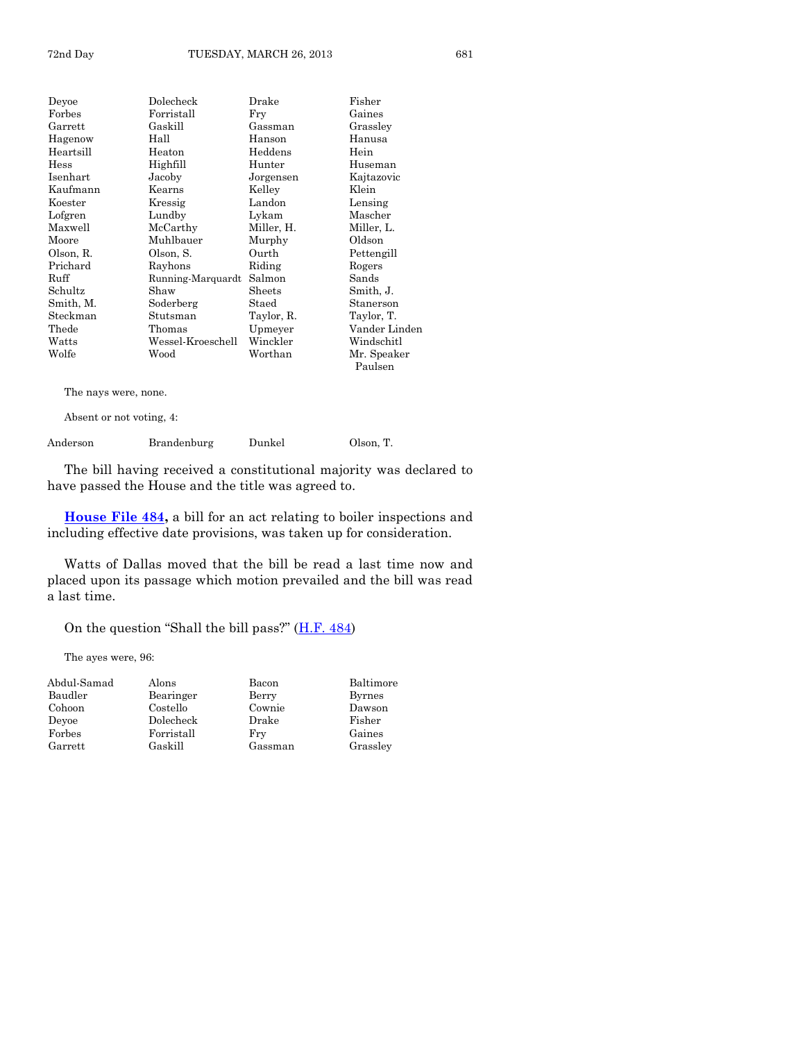| | | | |
|---|---|---|---|
| Deyoe | Dolecheck | Drake | Fisher |
| Forbes | Forristall | Fry | Gaines |
| Garrett | Gaskill | Gassman | Grassley |
| Hagenow | Hall | Hanson | Hanusa |
| Heartsill | Heaton | Heddens | Hein |
| Hess | Highfill | Hunter | Huseman |
| Isenhart | Jacoby | Jorgensen | Kajtazovic |
| Kaufmann | Kearns | Kelley | Klein |
| Koester | Kressig | Landon | Lensing |
| Lofgren | Lundby | Lykam | Mascher |
| Maxwell | McCarthy | Miller, H. | Miller, L. |
| Moore | Muhlbauer | Murphy | Oldson |
| Olson, R. | Olson, S. | Ourth | Pettengill |
| Prichard | Rayhons | Riding | Rogers |
| Ruff | Running-Marquardt | Salmon | Sands |
| Schultz | Shaw | Sheets | Smith, J. |
| Smith, M. | Soderberg | Staed | Stanerson |
| Steckman | Stutsman | Taylor, R. | Taylor, T. |
| Thede | Thomas | Upmeyer | Vander Linden |
| Watts | Wessel-Kroeschell | Winckler | Windschitl |
| Wolfe | Wood | Worthan | Mr. Speaker Paulsen |

The nays were, none.

Absent or not voting, 4:

| | | | |
|---|---|---|---|
| Anderson | Brandenburg | Dunkel | Olson, T. |

The bill having received a constitutional majority was declared to have passed the House and the title was agreed to.

**House File 484,** a bill for an act relating to boiler inspections and including effective date provisions, was taken up for consideration.

Watts of Dallas moved that the bill be read a last time now and placed upon its passage which motion prevailed and the bill was read a last time.

On the question "Shall the bill pass?" (H.F. 484)

The ayes were, 96:

| | | | |
|---|---|---|---|
| Abdul-Samad | Alons | Bacon | Baltimore |
| Baudler | Bearinger | Berry | Byrnes |
| Cohoon | Costello | Cownie | Dawson |
| Deyoe | Dolecheck | Drake | Fisher |
| Forbes | Forristall | Fry | Gaines |
| Garrett | Gaskill | Gassman | Grassley |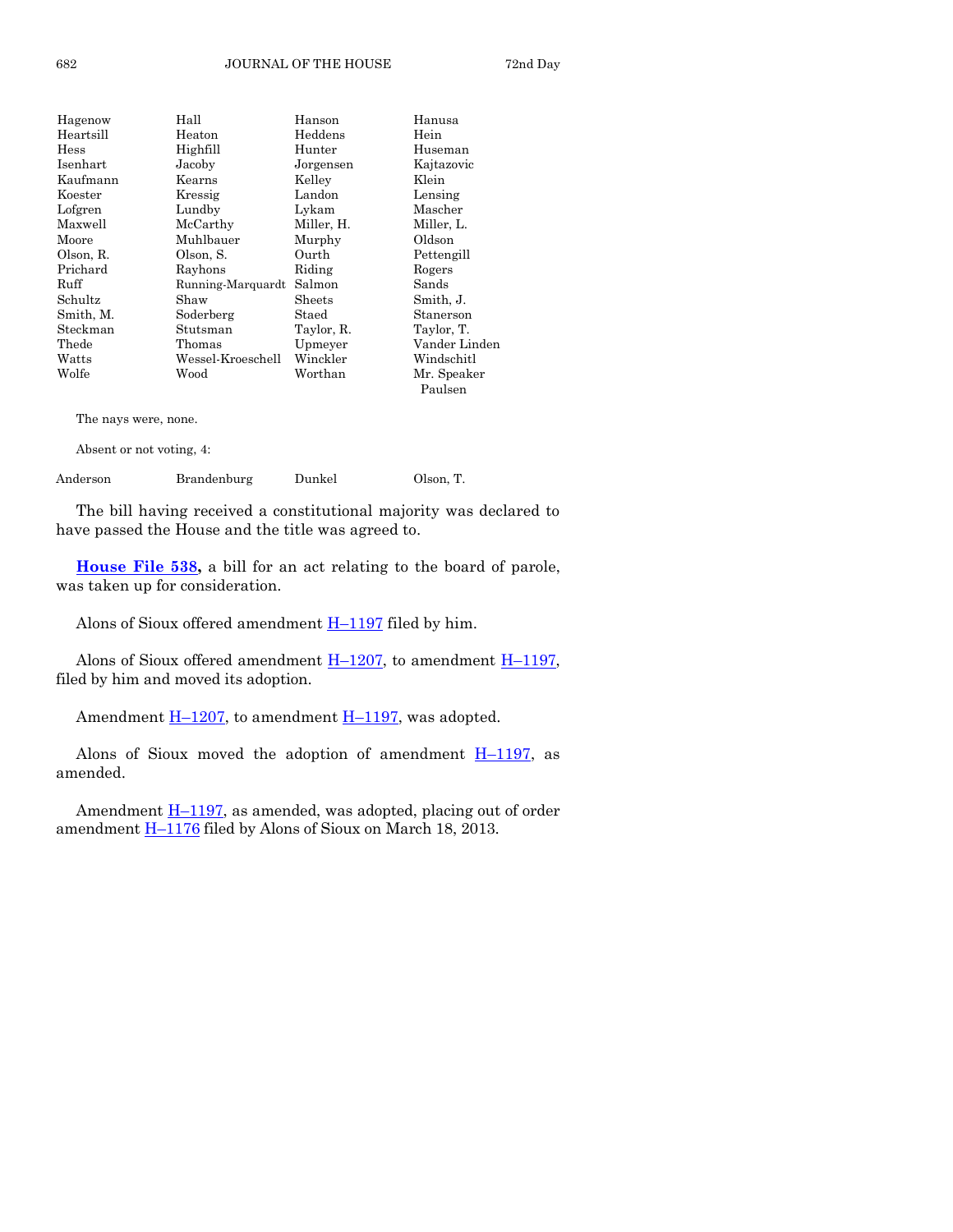| | | | |
|---|---|---|---|
| Hagenow | Hall | Hanson | Hanusa |
| Heartsill | Heaton | Heddens | Hein |
| Hess | Highfill | Hunter | Huseman |
| Isenhart | Jacoby | Jorgensen | Kajtazovic |
| Kaufmann | Kearns | Kelley | Klein |
| Koester | Kressig | Landon | Lensing |
| Lofgren | Lundby | Lykam | Mascher |
| Maxwell | McCarthy | Miller, H. | Miller, L. |
| Moore | Muhlbauer | Murphy | Oldson |
| Olson, R. | Olson, S. | Ourth | Pettengill |
| Prichard | Rayhons | Riding | Rogers |
| Ruff | Running-Marquardt | Salmon | Sands |
| Schultz | Shaw | Sheets | Smith, J. |
| Smith, M. | Soderberg | Staed | Stanerson |
| Steckman | Stutsman | Taylor, R. | Taylor, T. |
| Thede | Thomas | Upmeyer | Vander Linden |
| Watts | Wessel-Kroeschell | Winckler | Windschitl |
| Wolfe | Wood | Worthan | Mr. Speaker Paulsen |

The nays were, none.

Absent or not voting, 4:

| | | | |
|---|---|---|---|
| Anderson | Brandenburg | Dunkel | Olson, T. |

The bill having received a constitutional majority was declared to have passed the House and the title was agreed to.

**House File 538,** a bill for an act relating to the board of parole, was taken up for consideration.

Alons of Sioux offered amendment H–1197 filed by him.

Alons of Sioux offered amendment H–1207, to amendment H–1197, filed by him and moved its adoption.

Amendment H–1207, to amendment H–1197, was adopted.

Alons of Sioux moved the adoption of amendment H–1197, as amended.

Amendment H–1197, as amended, was adopted, placing out of order amendment H–1176 filed by Alons of Sioux on March 18, 2013.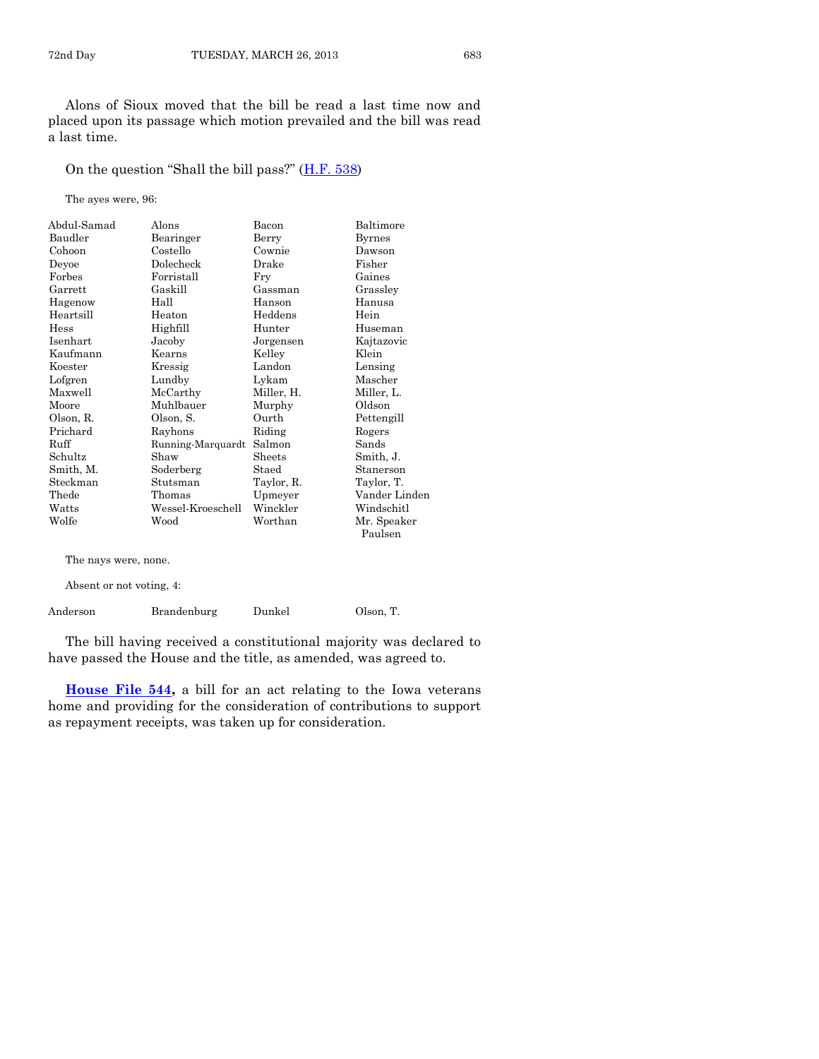Alons of Sioux moved that the bill be read a last time now and placed upon its passage which motion prevailed and the bill was read a last time.

On the question "Shall the bill pass?" (H.F. 538)

The ayes were, 96:

| | | | |
|---|---|---|---|
| Abdul-Samad | Alons | Bacon | Baltimore |
| Baudler | Bearinger | Berry | Byrnes |
| Cohoon | Costello | Cownie | Dawson |
| Deyoe | Dolecheck | Drake | Fisher |
| Forbes | Forristall | Fry | Gaines |
| Garrett | Gaskill | Gassman | Grassley |
| Hagenow | Hall | Hanson | Hanusa |
| Heartsill | Heaton | Heddens | Hein |
| Hess | Highfill | Hunter | Huseman |
| Isenhart | Jacoby | Jorgensen | Kajtazovic |
| Kaufmann | Kearns | Kelley | Klein |
| Koester | Kressig | Landon | Lensing |
| Lofgren | Lundby | Lykam | Mascher |
| Maxwell | McCarthy | Miller, H. | Miller, L. |
| Moore | Muhlbauer | Murphy | Oldson |
| Olson, R. | Olson, S. | Ourth | Pettengill |
| Prichard | Rayhons | Riding | Rogers |
| Ruff | Running-Marquardt | Salmon | Sands |
| Schultz | Shaw | Sheets | Smith, J. |
| Smith, M. | Soderberg | Staed | Stanerson |
| Steckman | Stutsman | Taylor, R. | Taylor, T. |
| Thede | Thomas | Upmeyer | Vander Linden |
| Watts | Wessel-Kroeschell | Winckler | Windschitl |
| Wolfe | Wood | Worthan | Mr. Speaker Paulsen |

The nays were, none.

Absent or not voting, 4:

| | | | |
|---|---|---|---|
| Anderson | Brandenburg | Dunkel | Olson, T. |

The bill having received a constitutional majority was declared to have passed the House and the title, as amended, was agreed to.

**House File 544,** a bill for an act relating to the Iowa veterans home and providing for the consideration of contributions to support as repayment receipts, was taken up for consideration.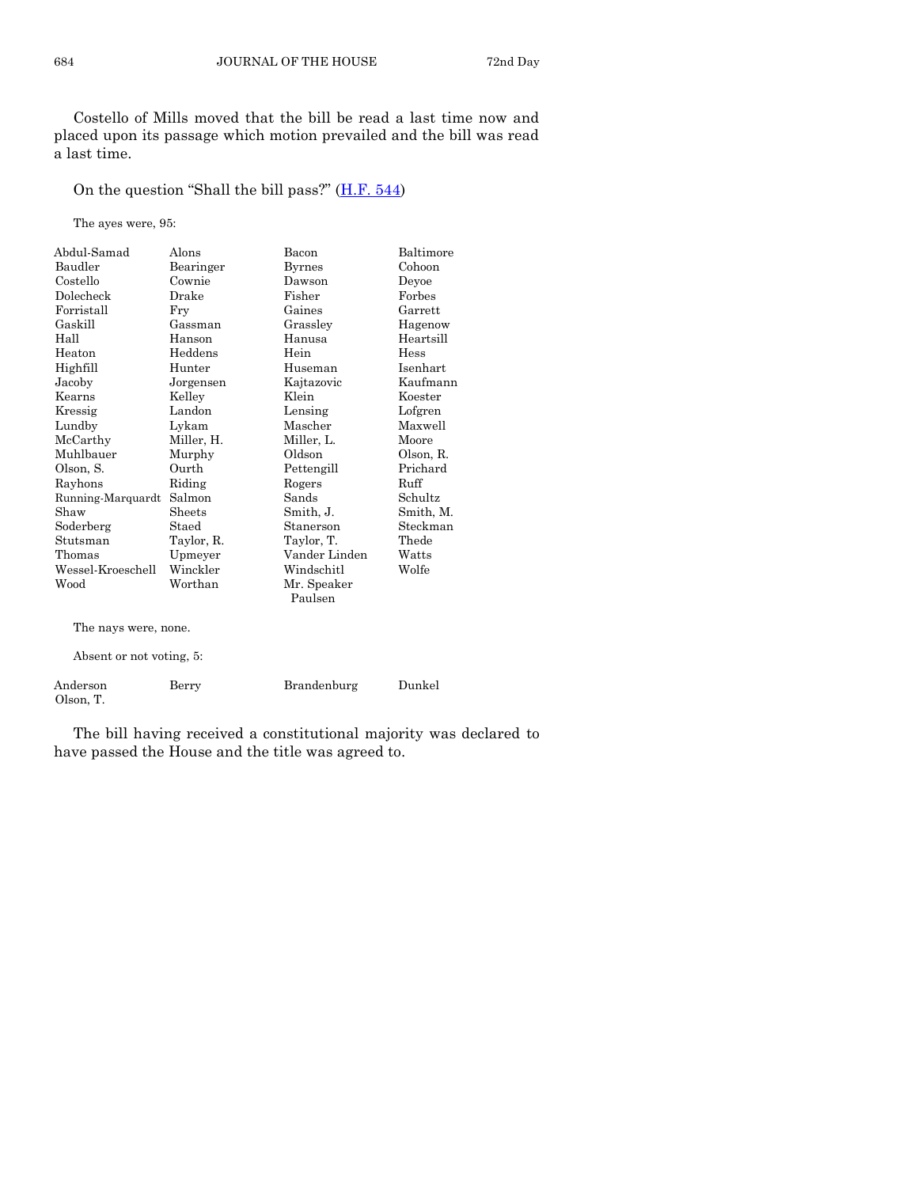Costello of Mills moved that the bill be read a last time now and placed upon its passage which motion prevailed and the bill was read a last time.

On the question "Shall the bill pass?" (H.F. 544)

The ayes were, 95:

| | | | |
|---|---|---|---|
| Abdul-Samad | Alons | Bacon | Baltimore |
| Baudler | Bearinger | Byrnes | Cohoon |
| Costello | Cownie | Dawson | Deyoe |
| Dolecheck | Drake | Fisher | Forbes |
| Forristall | Fry | Gaines | Garrett |
| Gaskill | Gassman | Grassley | Hagenow |
| Hall | Hanson | Hanusa | Heartsill |
| Heaton | Heddens | Hein | Hess |
| Highfill | Hunter | Huseman | Isenhart |
| Jacoby | Jorgensen | Kajtazovic | Kaufmann |
| Kearns | Kelley | Klein | Koester |
| Kressig | Landon | Lensing | Lofgren |
| Lundby | Lykam | Mascher | Maxwell |
| McCarthy | Miller, H. | Miller, L. | Moore |
| Muhlbauer | Murphy | Oldson | Olson, R. |
| Olson, S. | Ourth | Pettengill | Prichard |
| Rayhons | Riding | Rogers | Ruff |
| Running-Marquardt | Salmon | Sands | Schultz |
| Shaw | Sheets | Smith, J. | Smith, M. |
| Soderberg | Staed | Stanerson | Steckman |
| Stutsman | Taylor, R. | Taylor, T. | Thede |
| Thomas | Upmeyer | Vander Linden | Watts |
| Wessel-Kroeschell | Winckler | Windschitl | Wolfe |
| Wood | Worthan | Mr. Speaker Paulsen | |

The nays were, none.

Absent or not voting, 5:

| | | | |
|---|---|---|---|
| Anderson | Berry | Brandenburg | Dunkel |
| Olson, T. | | | |

The bill having received a constitutional majority was declared to have passed the House and the title was agreed to.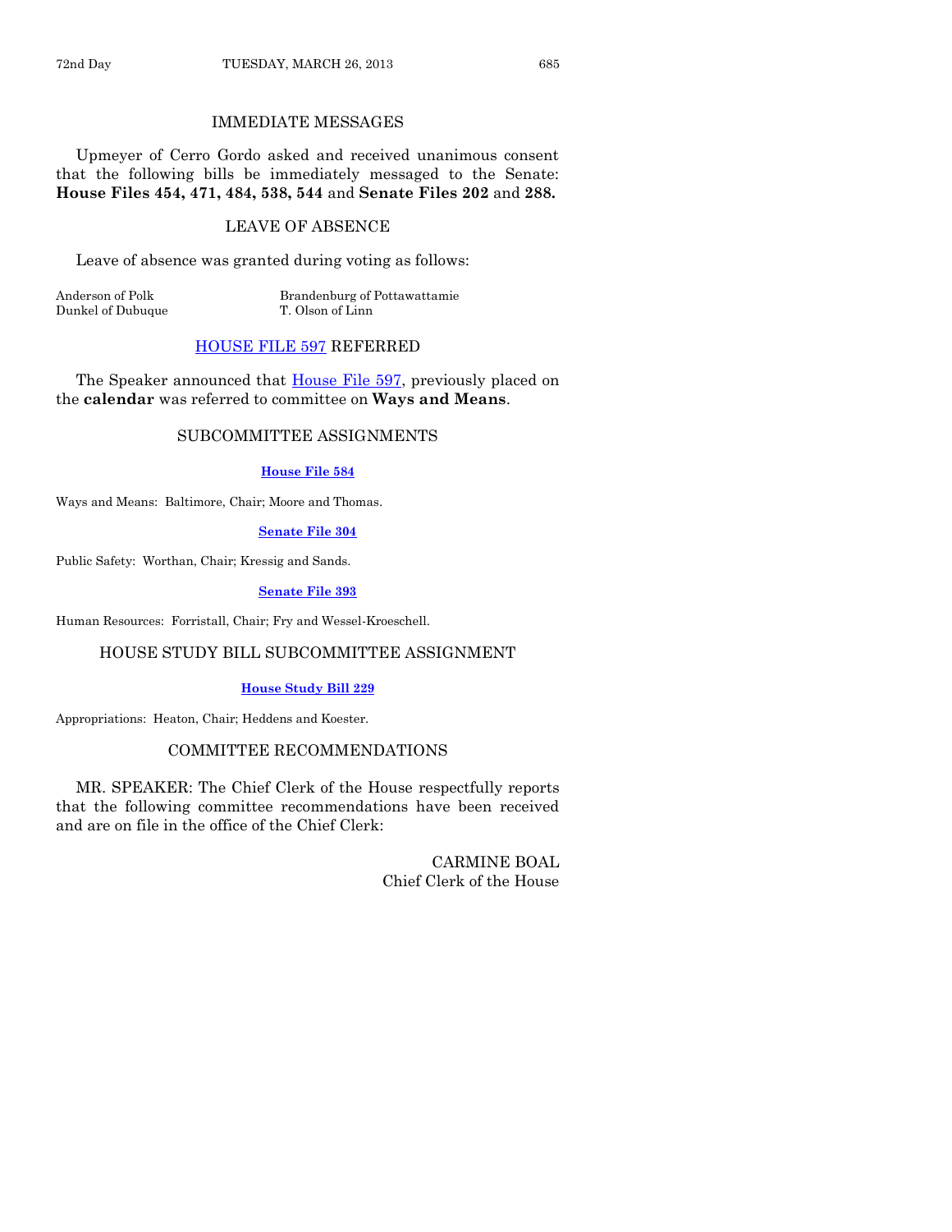## IMMEDIATE MESSAGES

Upmeyer of Cerro Gordo asked and received unanimous consent that the following bills be immediately messaged to the Senate: **House Files 454, 471, 484, 538, 544** and **Senate Files 202** and **288.**

## LEAVE OF ABSENCE

Leave of absence was granted during voting as follows:

| | |
|---|---|
| Anderson of Polk | Brandenburg of Pottawattamie |
| Dunkel of Dubuque | T. Olson of Linn |

## HOUSE FILE 597 REFERRED

The Speaker announced that House File 597, previously placed on the **calendar** was referred to committee on **Ways and Means**.

## SUBCOMMITTEE ASSIGNMENTS

**House File 584**

Ways and Means: Baltimore, Chair; Moore and Thomas.

**Senate File 304**

Public Safety: Worthan, Chair; Kressig and Sands.

**Senate File 393**

Human Resources: Forristall, Chair; Fry and Wessel-Kroeschell.

## HOUSE STUDY BILL SUBCOMMITTEE ASSIGNMENT

**House Study Bill 229**

Appropriations: Heaton, Chair; Heddens and Koester.

## COMMITTEE RECOMMENDATIONS

MR. SPEAKER: The Chief Clerk of the House respectfully reports that the following committee recommendations have been received and are on file in the office of the Chief Clerk:

CARMINE BOAL
Chief Clerk of the House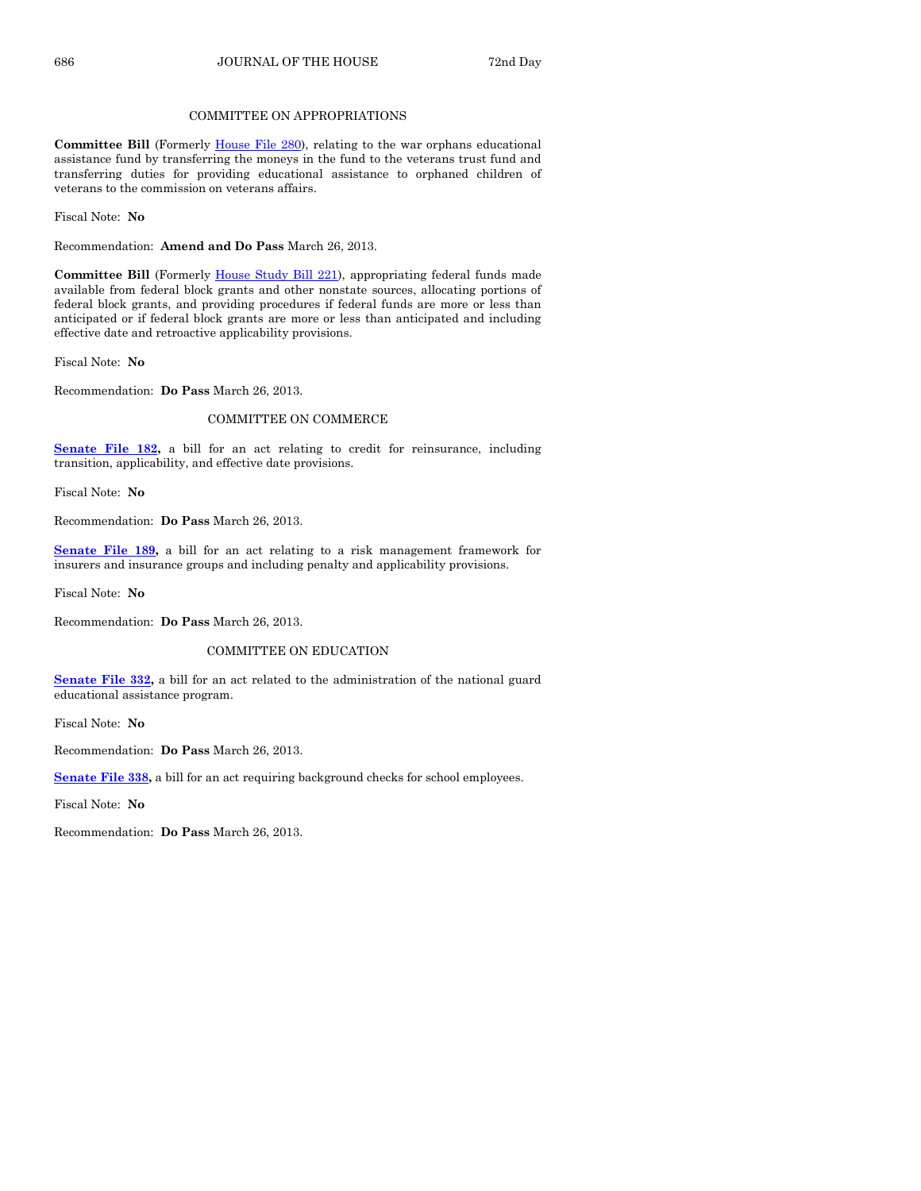## COMMITTEE ON APPROPRIATIONS

**Committee Bill** (Formerly House File 280), relating to the war orphans educational assistance fund by transferring the moneys in the fund to the veterans trust fund and transferring duties for providing educational assistance to orphaned children of veterans to the commission on veterans affairs.

Fiscal Note: **No**

Recommendation: **Amend and Do Pass** March 26, 2013.

**Committee Bill** (Formerly House Study Bill 221), appropriating federal funds made available from federal block grants and other nonstate sources, allocating portions of federal block grants, and providing procedures if federal funds are more or less than anticipated or if federal block grants are more or less than anticipated and including effective date and retroactive applicability provisions.

Fiscal Note: **No**

Recommendation: **Do Pass** March 26, 2013.

## COMMITTEE ON COMMERCE

**Senate File 182,** a bill for an act relating to credit for reinsurance, including transition, applicability, and effective date provisions.

Fiscal Note: **No**

Recommendation: **Do Pass** March 26, 2013.

**Senate File 189,** a bill for an act relating to a risk management framework for insurers and insurance groups and including penalty and applicability provisions.

Fiscal Note: **No**

Recommendation: **Do Pass** March 26, 2013.

## COMMITTEE ON EDUCATION

**Senate File 332,** a bill for an act related to the administration of the national guard educational assistance program.

Fiscal Note: **No**

Recommendation: **Do Pass** March 26, 2013.

**Senate File 338,** a bill for an act requiring background checks for school employees.

Fiscal Note: **No**

Recommendation: **Do Pass** March 26, 2013.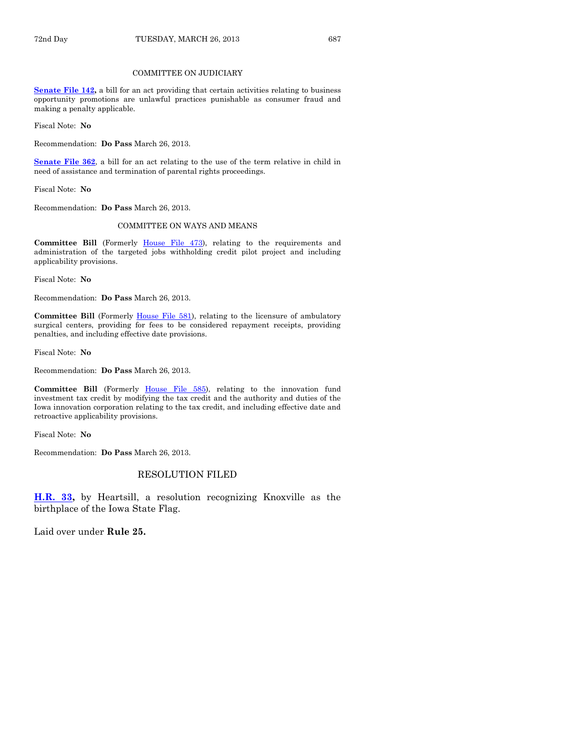COMMITTEE ON JUDICIARY

**Senate File 142,** a bill for an act providing that certain activities relating to business opportunity promotions are unlawful practices punishable as consumer fraud and making a penalty applicable.

Fiscal Note: **No**

Recommendation: **Do Pass** March 26, 2013.

**Senate File 362**, a bill for an act relating to the use of the term relative in child in need of assistance and termination of parental rights proceedings.

Fiscal Note: **No**

Recommendation: **Do Pass** March 26, 2013.

COMMITTEE ON WAYS AND MEANS

**Committee Bill** (Formerly House File 473), relating to the requirements and administration of the targeted jobs withholding credit pilot project and including applicability provisions.

Fiscal Note: **No**

Recommendation: **Do Pass** March 26, 2013.

**Committee Bill** (Formerly House File 581), relating to the licensure of ambulatory surgical centers, providing for fees to be considered repayment receipts, providing penalties, and including effective date provisions.

Fiscal Note: **No**

Recommendation: **Do Pass** March 26, 2013.

**Committee Bill** (Formerly House File 585), relating to the innovation fund investment tax credit by modifying the tax credit and the authority and duties of the Iowa innovation corporation relating to the tax credit, and including effective date and retroactive applicability provisions.

Fiscal Note: **No**

Recommendation: **Do Pass** March 26, 2013.

## RESOLUTION FILED

**H.R. 33,** by Heartsill, a resolution recognizing Knoxville as the birthplace of the Iowa State Flag.

Laid over under **Rule 25.**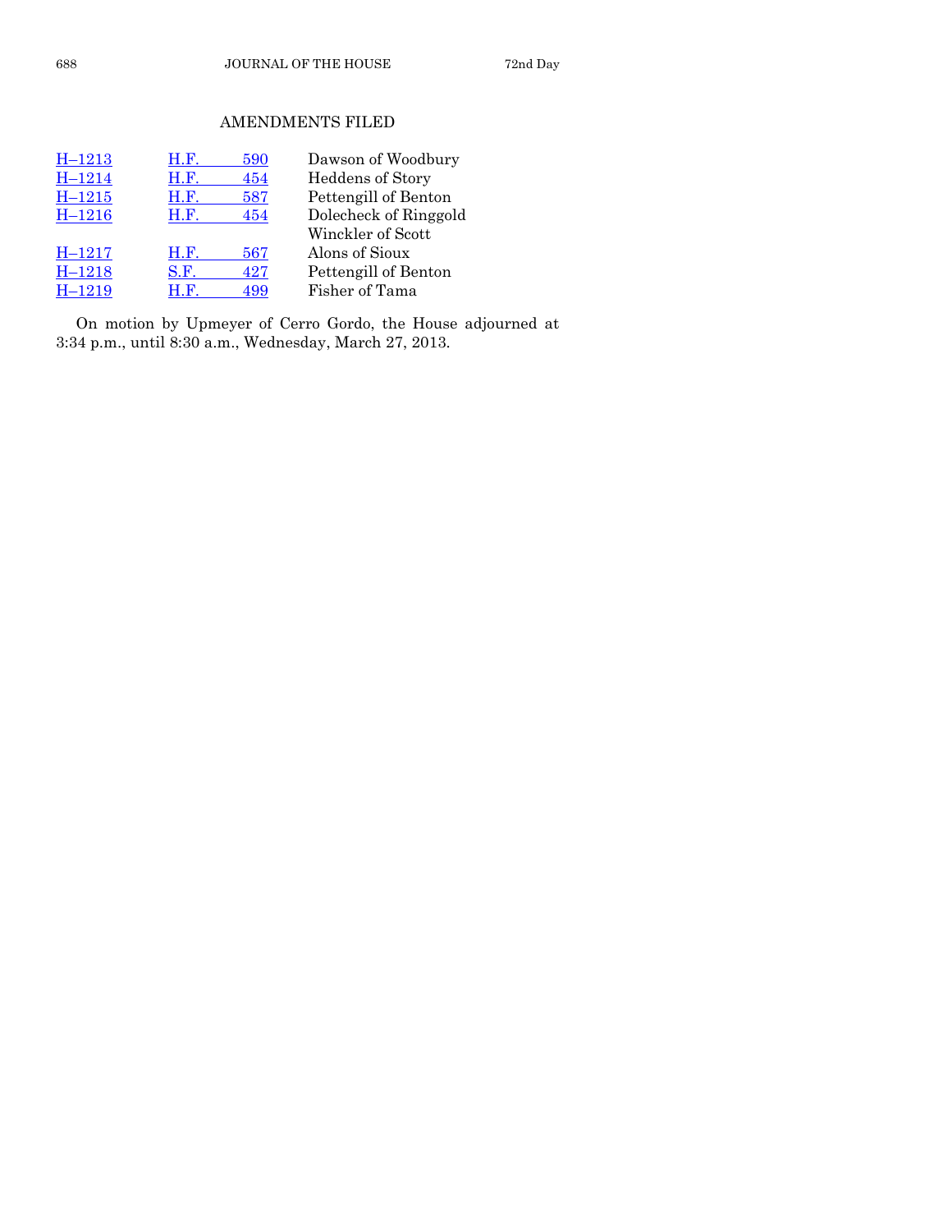## AMENDMENTS FILED

| | | |
|---|---|---|
| H–1213 | H.F. 590 | Dawson of Woodbury |
| H–1214 | H.F. 454 | Heddens of Story |
| H–1215 | H.F. 587 | Pettengill of Benton |
| H–1216 | H.F. 454 | Dolecheck of Ringgold<br>Winckler of Scott |
| H–1217 | H.F. 567 | Alons of Sioux |
| H–1218 | S.F. 427 | Pettengill of Benton |
| H–1219 | H.F. 499 | Fisher of Tama |

On motion by Upmeyer of Cerro Gordo, the House adjourned at 3:34 p.m., until 8:30 a.m., Wednesday, March 27, 2013.